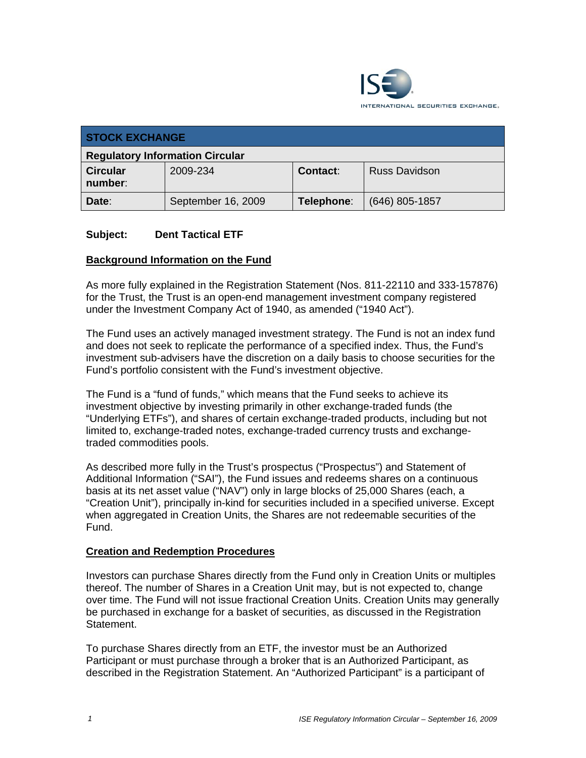| STOCK EXCHANGE | | | |
|---|---|---|---|
| **Regulatory Information Circular** | | | |
| **Circular number**: | 2009-234 | **Contact**: | Russ Davidson |
| **Date**: | September 16, 2009 | **Telephone**: | (646) 805-1857 |

**Subject: Dent Tactical ETF**

## Background Information on the Fund

As more fully explained in the Registration Statement (Nos. 811-22110 and 333-157876) for the Trust, the Trust is an open-end management investment company registered under the Investment Company Act of 1940, as amended ("1940 Act").

The Fund uses an actively managed investment strategy. The Fund is not an index fund and does not seek to replicate the performance of a specified index. Thus, the Fund's investment sub-advisers have the discretion on a daily basis to choose securities for the Fund's portfolio consistent with the Fund's investment objective.

The Fund is a "fund of funds," which means that the Fund seeks to achieve its investment objective by investing primarily in other exchange-traded funds (the "Underlying ETFs"), and shares of certain exchange-traded products, including but not limited to, exchange-traded notes, exchange-traded currency trusts and exchange-traded commodities pools.

As described more fully in the Trust's prospectus ("Prospectus") and Statement of Additional Information ("SAI"), the Fund issues and redeems shares on a continuous basis at its net asset value ("NAV") only in large blocks of 25,000 Shares (each, a "Creation Unit"), principally in-kind for securities included in a specified universe. Except when aggregated in Creation Units, the Shares are not redeemable securities of the Fund.

## Creation and Redemption Procedures

Investors can purchase Shares directly from the Fund only in Creation Units or multiples thereof. The number of Shares in a Creation Unit may, but is not expected to, change over time. The Fund will not issue fractional Creation Units. Creation Units may generally be purchased in exchange for a basket of securities, as discussed in the Registration Statement.

To purchase Shares directly from an ETF, the investor must be an Authorized Participant or must purchase through a broker that is an Authorized Participant, as described in the Registration Statement. An "Authorized Participant" is a participant of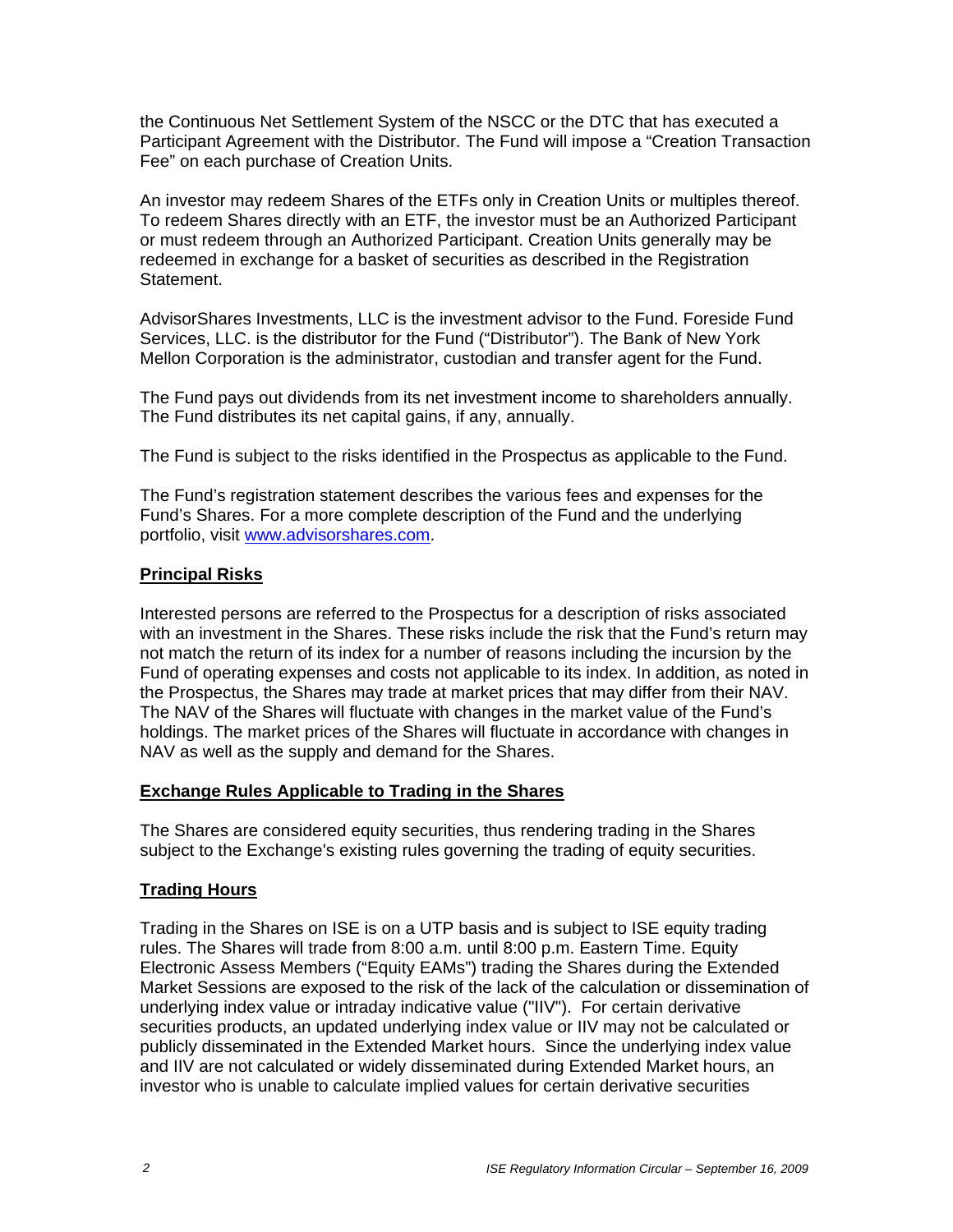the Continuous Net Settlement System of the NSCC or the DTC that has executed a Participant Agreement with the Distributor. The Fund will impose a "Creation Transaction Fee" on each purchase of Creation Units.

An investor may redeem Shares of the ETFs only in Creation Units or multiples thereof. To redeem Shares directly with an ETF, the investor must be an Authorized Participant or must redeem through an Authorized Participant. Creation Units generally may be redeemed in exchange for a basket of securities as described in the Registration Statement.

AdvisorShares Investments, LLC is the investment advisor to the Fund. Foreside Fund Services, LLC. is the distributor for the Fund ("Distributor"). The Bank of New York Mellon Corporation is the administrator, custodian and transfer agent for the Fund.

The Fund pays out dividends from its net investment income to shareholders annually. The Fund distributes its net capital gains, if any, annually.

The Fund is subject to the risks identified in the Prospectus as applicable to the Fund.

The Fund's registration statement describes the various fees and expenses for the Fund's Shares. For a more complete description of the Fund and the underlying portfolio, visit www.advisorshares.com.

## Principal Risks

Interested persons are referred to the Prospectus for a description of risks associated with an investment in the Shares. These risks include the risk that the Fund's return may not match the return of its index for a number of reasons including the incursion by the Fund of operating expenses and costs not applicable to its index. In addition, as noted in the Prospectus, the Shares may trade at market prices that may differ from their NAV. The NAV of the Shares will fluctuate with changes in the market value of the Fund's holdings. The market prices of the Shares will fluctuate in accordance with changes in NAV as well as the supply and demand for the Shares.

## Exchange Rules Applicable to Trading in the Shares

The Shares are considered equity securities, thus rendering trading in the Shares subject to the Exchange's existing rules governing the trading of equity securities.

## Trading Hours

Trading in the Shares on ISE is on a UTP basis and is subject to ISE equity trading rules. The Shares will trade from 8:00 a.m. until 8:00 p.m. Eastern Time. Equity Electronic Assess Members ("Equity EAMs") trading the Shares during the Extended Market Sessions are exposed to the risk of the lack of the calculation or dissemination of underlying index value or intraday indicative value ("IIV"). For certain derivative securities products, an updated underlying index value or IIV may not be calculated or publicly disseminated in the Extended Market hours. Since the underlying index value and IIV are not calculated or widely disseminated during Extended Market hours, an investor who is unable to calculate implied values for certain derivative securities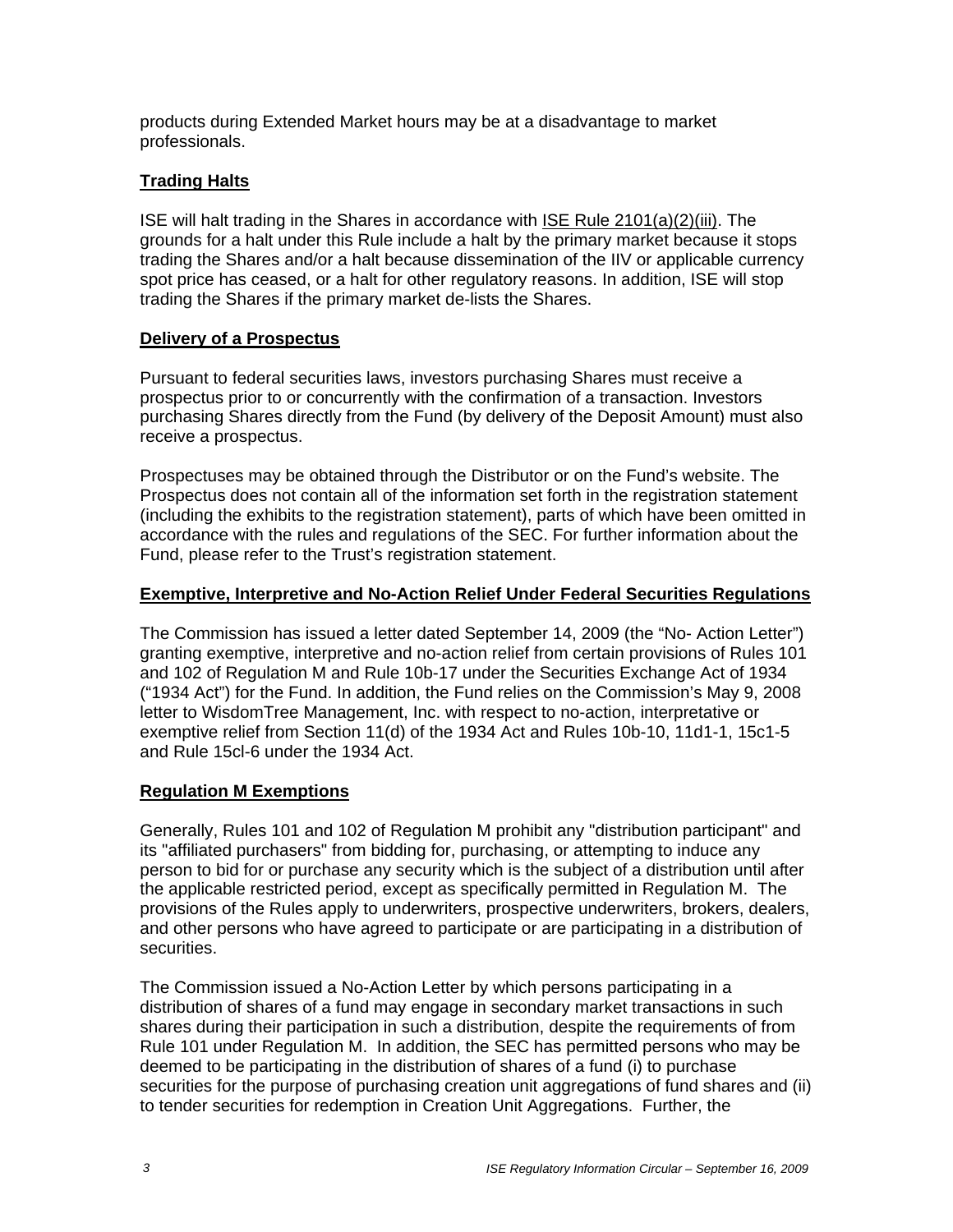products during Extended Market hours may be at a disadvantage to market professionals.

**Trading Halts**

ISE will halt trading in the Shares in accordance with ISE Rule 2101(a)(2)(iii). The grounds for a halt under this Rule include a halt by the primary market because it stops trading the Shares and/or a halt because dissemination of the IIV or applicable currency spot price has ceased, or a halt for other regulatory reasons. In addition, ISE will stop trading the Shares if the primary market de-lists the Shares.

**Delivery of a Prospectus**

Pursuant to federal securities laws, investors purchasing Shares must receive a prospectus prior to or concurrently with the confirmation of a transaction. Investors purchasing Shares directly from the Fund (by delivery of the Deposit Amount) must also receive a prospectus.

Prospectuses may be obtained through the Distributor or on the Fund's website. The Prospectus does not contain all of the information set forth in the registration statement (including the exhibits to the registration statement), parts of which have been omitted in accordance with the rules and regulations of the SEC. For further information about the Fund, please refer to the Trust's registration statement.

**Exemptive, Interpretive and No-Action Relief Under Federal Securities Regulations**

The Commission has issued a letter dated September 14, 2009 (the "No- Action Letter") granting exemptive, interpretive and no-action relief from certain provisions of Rules 101 and 102 of Regulation M and Rule 10b-17 under the Securities Exchange Act of 1934 ("1934 Act") for the Fund. In addition, the Fund relies on the Commission's May 9, 2008 letter to WisdomTree Management, Inc. with respect to no-action, interpretative or exemptive relief from Section 11(d) of the 1934 Act and Rules 10b-10, 11d1-1, 15c1-5 and Rule 15cl-6 under the 1934 Act.

**Regulation M Exemptions**

Generally, Rules 101 and 102 of Regulation M prohibit any "distribution participant" and its "affiliated purchasers" from bidding for, purchasing, or attempting to induce any person to bid for or purchase any security which is the subject of a distribution until after the applicable restricted period, except as specifically permitted in Regulation M. The provisions of the Rules apply to underwriters, prospective underwriters, brokers, dealers, and other persons who have agreed to participate or are participating in a distribution of securities.

The Commission issued a No-Action Letter by which persons participating in a distribution of shares of a fund may engage in secondary market transactions in such shares during their participation in such a distribution, despite the requirements of from Rule 101 under Regulation M. In addition, the SEC has permitted persons who may be deemed to be participating in the distribution of shares of a fund (i) to purchase securities for the purpose of purchasing creation unit aggregations of fund shares and (ii) to tender securities for redemption in Creation Unit Aggregations. Further, the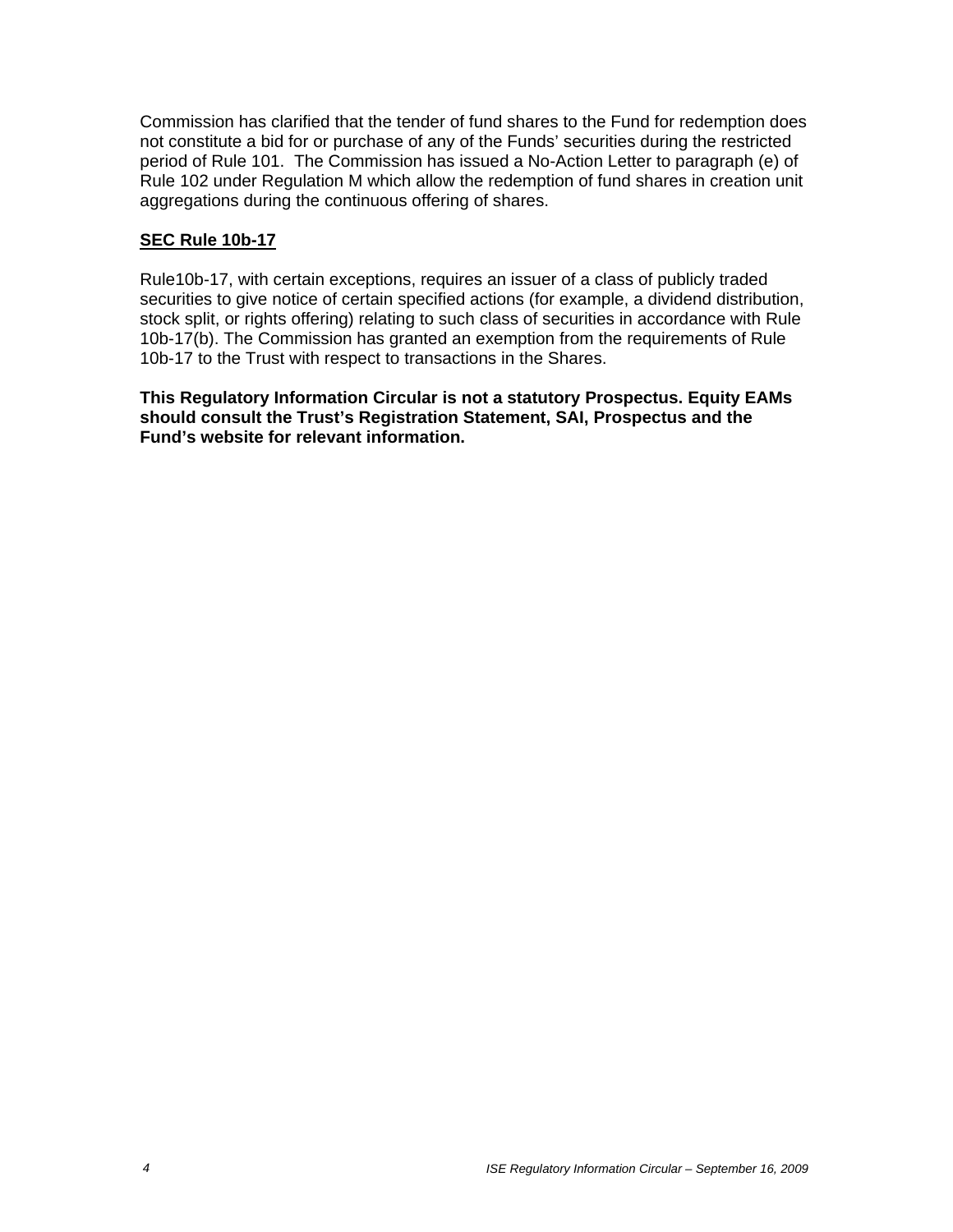Commission has clarified that the tender of fund shares to the Fund for redemption does not constitute a bid for or purchase of any of the Funds' securities during the restricted period of Rule 101. The Commission has issued a No-Action Letter to paragraph (e) of Rule 102 under Regulation M which allow the redemption of fund shares in creation unit aggregations during the continuous offering of shares.

**SEC Rule 10b-17**

Rule10b-17, with certain exceptions, requires an issuer of a class of publicly traded securities to give notice of certain specified actions (for example, a dividend distribution, stock split, or rights offering) relating to such class of securities in accordance with Rule 10b-17(b). The Commission has granted an exemption from the requirements of Rule 10b-17 to the Trust with respect to transactions in the Shares.

**This Regulatory Information Circular is not a statutory Prospectus. Equity EAMs should consult the Trust's Registration Statement, SAI, Prospectus and the Fund's website for relevant information.**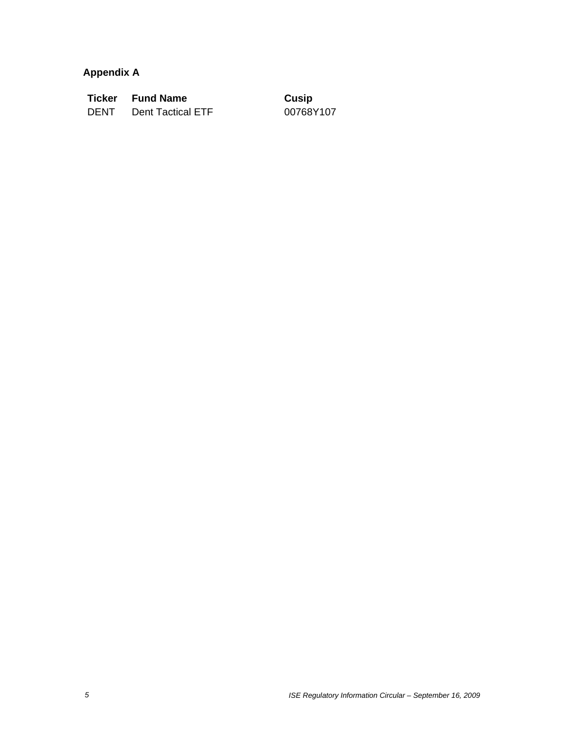## Appendix A

| Ticker | Fund Name | Cusip |
|---|---|---|
| DENT | Dent Tactical ETF | 00768Y107 |